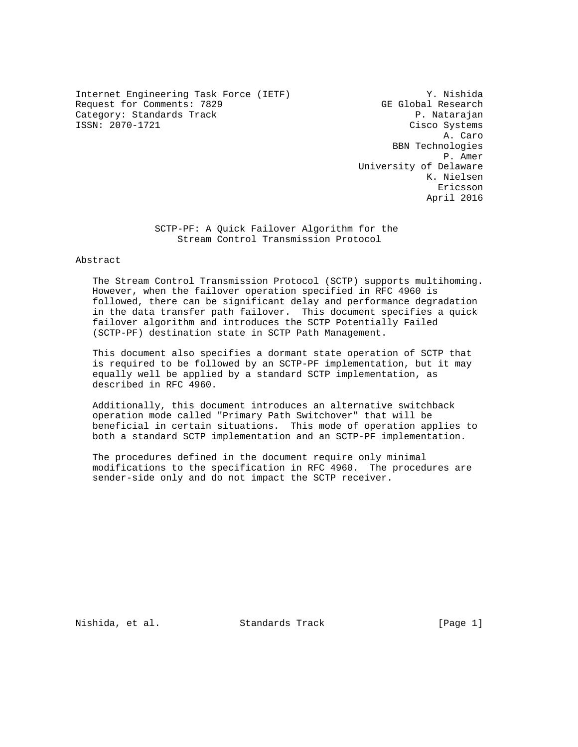Internet Engineering Task Force (IETF)  
Request for Comments: 7829  
Category: Standards Track  
ISSN: 2070-1721

Y. Nishida  
GE Global Research  
P. Natarajan  
Cisco Systems  
A. Caro  
BBN Technologies  
P. Amer  
University of Delaware  
K. Nielsen  
Ericsson  
April 2016

# SCTP-PF: A Quick Failover Algorithm for the Stream Control Transmission Protocol

## Abstract

The Stream Control Transmission Protocol (SCTP) supports multihoming. However, when the failover operation specified in RFC 4960 is followed, there can be significant delay and performance degradation in the data transfer path failover. This document specifies a quick failover algorithm and introduces the SCTP Potentially Failed (SCTP-PF) destination state in SCTP Path Management.

This document also specifies a dormant state operation of SCTP that is required to be followed by an SCTP-PF implementation, but it may equally well be applied by a standard SCTP implementation, as described in RFC 4960.

Additionally, this document introduces an alternative switchback operation mode called "Primary Path Switchover" that will be beneficial in certain situations. This mode of operation applies to both a standard SCTP implementation and an SCTP-PF implementation.

The procedures defined in the document require only minimal modifications to the specification in RFC 4960. The procedures are sender-side only and do not impact the SCTP receiver.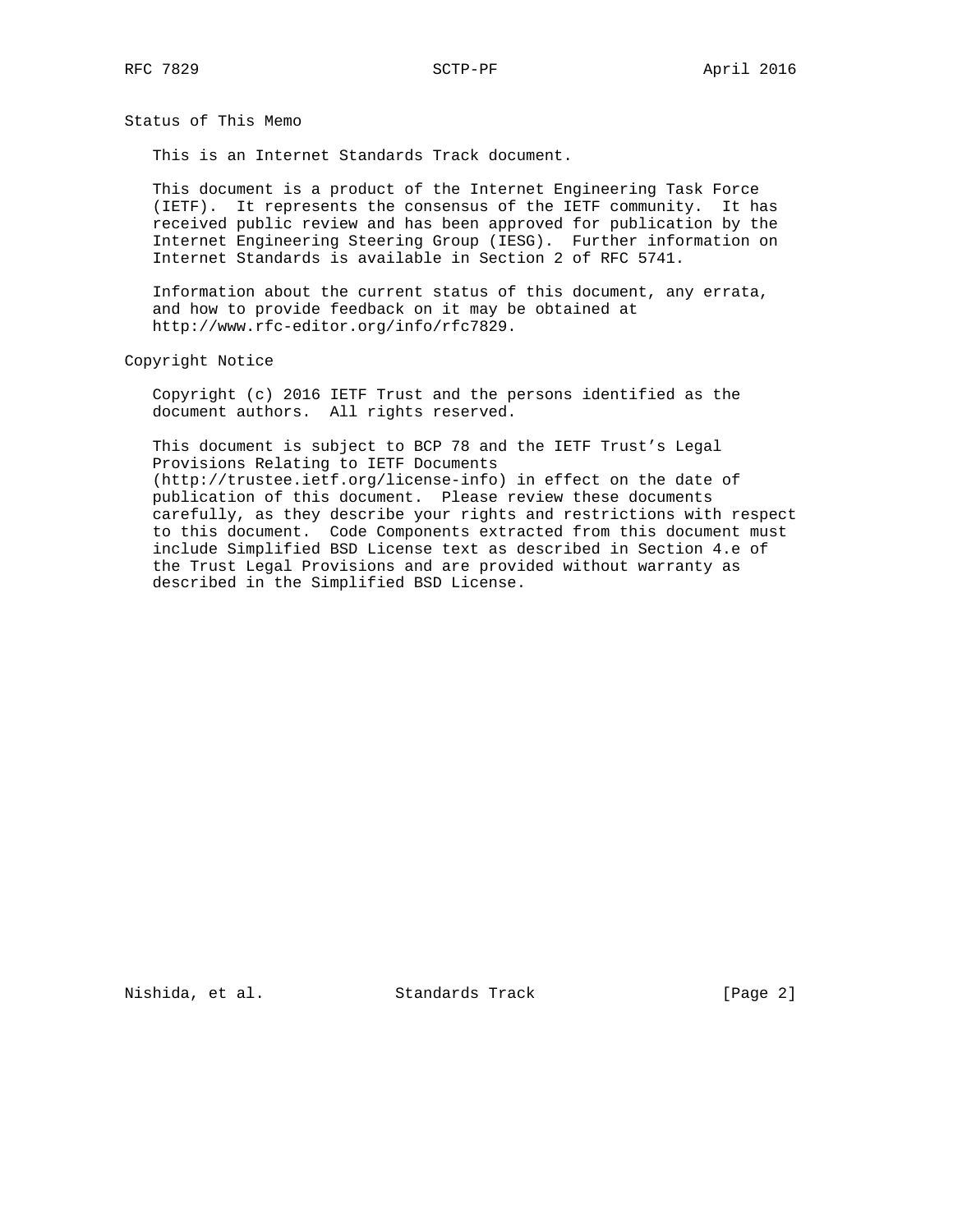## Status of This Memo

This is an Internet Standards Track document.

This document is a product of the Internet Engineering Task Force (IETF). It represents the consensus of the IETF community. It has received public review and has been approved for publication by the Internet Engineering Steering Group (IESG). Further information on Internet Standards is available in Section 2 of RFC 5741.

Information about the current status of this document, any errata, and how to provide feedback on it may be obtained at http://www.rfc-editor.org/info/rfc7829.

## Copyright Notice

Copyright (c) 2016 IETF Trust and the persons identified as the document authors. All rights reserved.

This document is subject to BCP 78 and the IETF Trust's Legal Provisions Relating to IETF Documents (http://trustee.ietf.org/license-info) in effect on the date of publication of this document. Please review these documents carefully, as they describe your rights and restrictions with respect to this document. Code Components extracted from this document must include Simplified BSD License text as described in Section 4.e of the Trust Legal Provisions and are provided without warranty as described in the Simplified BSD License.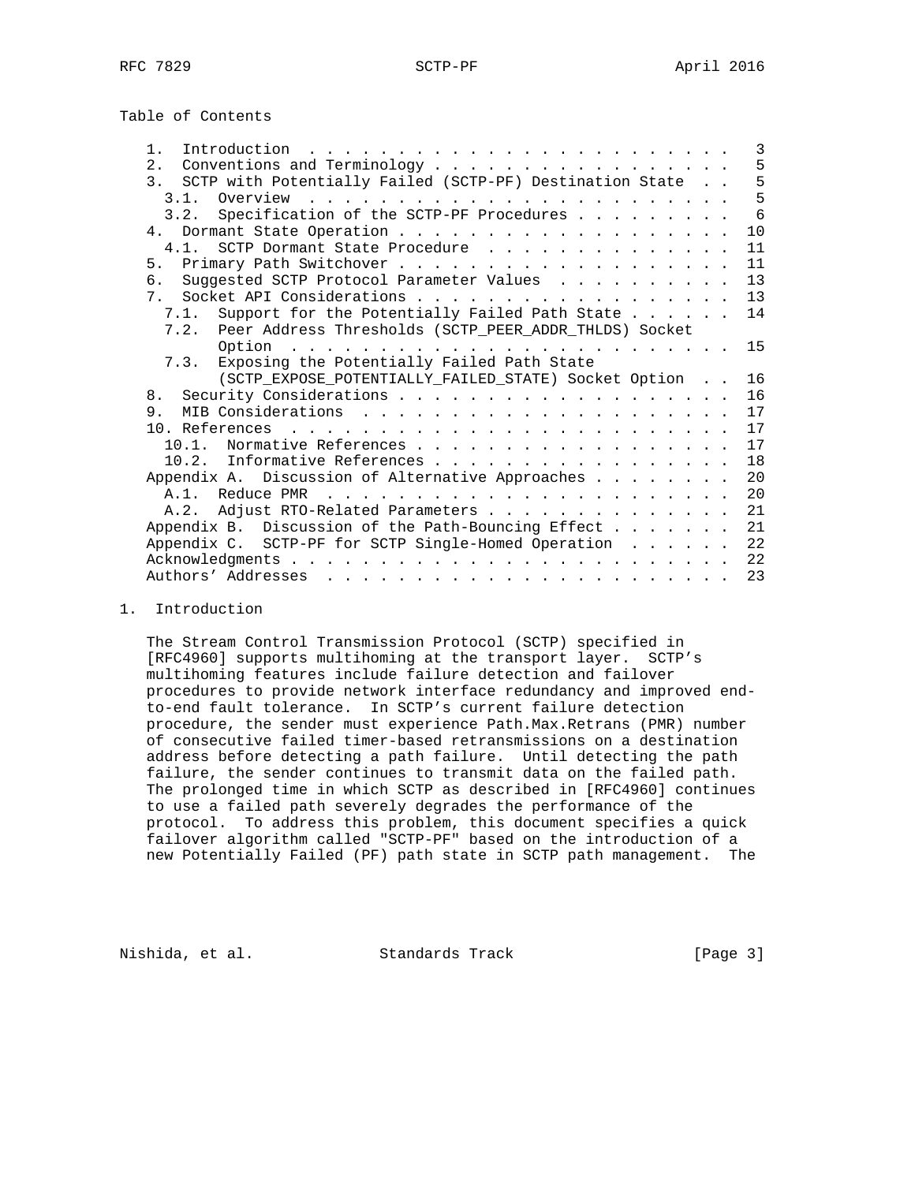## Table of Contents

- 1. Introduction . . . . . . . . . . . . . . . . . . . . . . . . . 3
- 2. Conventions and Terminology . . . . . . . . . . . . . . . . . 5
- 3. SCTP with Potentially Failed (SCTP-PF) Destination State . . 5
  - 3.1. Overview . . . . . . . . . . . . . . . . . . . . . . . . 5
  - 3.2. Specification of the SCTP-PF Procedures . . . . . . . . . 6
- 4. Dormant State Operation . . . . . . . . . . . . . . . . . . . 10
  - 4.1. SCTP Dormant State Procedure . . . . . . . . . . . . . . 11
- 5. Primary Path Switchover . . . . . . . . . . . . . . . . . . . 11
- 6. Suggested SCTP Protocol Parameter Values . . . . . . . . . . 13
- 7. Socket API Considerations . . . . . . . . . . . . . . . . . . 13
  - 7.1. Support for the Potentially Failed Path State . . . . . . 14
  - 7.2. Peer Address Thresholds (SCTP_PEER_ADDR_THLDS) Socket Option . . . . . . . . . . . . . . . . . . . . . . . . . 15
  - 7.3. Exposing the Potentially Failed Path State (SCTP_EXPOSE_POTENTIALLY_FAILED_STATE) Socket Option . . 16
- 8. Security Considerations . . . . . . . . . . . . . . . . . . . 16
- 9. MIB Considerations . . . . . . . . . . . . . . . . . . . . . 17
- 10. References . . . . . . . . . . . . . . . . . . . . . . . . . 17
  - 10.1. Normative References . . . . . . . . . . . . . . . . . . 17
  - 10.2. Informative References . . . . . . . . . . . . . . . . . 18
- Appendix A. Discussion of Alternative Approaches . . . . . . . . 20
  - A.1. Reduce PMR . . . . . . . . . . . . . . . . . . . . . . . 20
  - A.2. Adjust RTO-Related Parameters . . . . . . . . . . . . . . 21
- Appendix B. Discussion of the Path-Bouncing Effect . . . . . . . 21
- Appendix C. SCTP-PF for SCTP Single-Homed Operation . . . . . . 22
- Acknowledgments . . . . . . . . . . . . . . . . . . . . . . . . . 22
- Authors' Addresses . . . . . . . . . . . . . . . . . . . . . . . 23

## 1. Introduction

The Stream Control Transmission Protocol (SCTP) specified in [RFC4960] supports multihoming at the transport layer. SCTP's multihoming features include failure detection and failover procedures to provide network interface redundancy and improved end-to-end fault tolerance. In SCTP's current failure detection procedure, the sender must experience Path.Max.Retrans (PMR) number of consecutive failed timer-based retransmissions on a destination address before detecting a path failure. Until detecting the path failure, the sender continues to transmit data on the failed path. The prolonged time in which SCTP as described in [RFC4960] continues to use a failed path severely degrades the performance of the protocol. To address this problem, this document specifies a quick failover algorithm called "SCTP-PF" based on the introduction of a new Potentially Failed (PF) path state in SCTP path management. The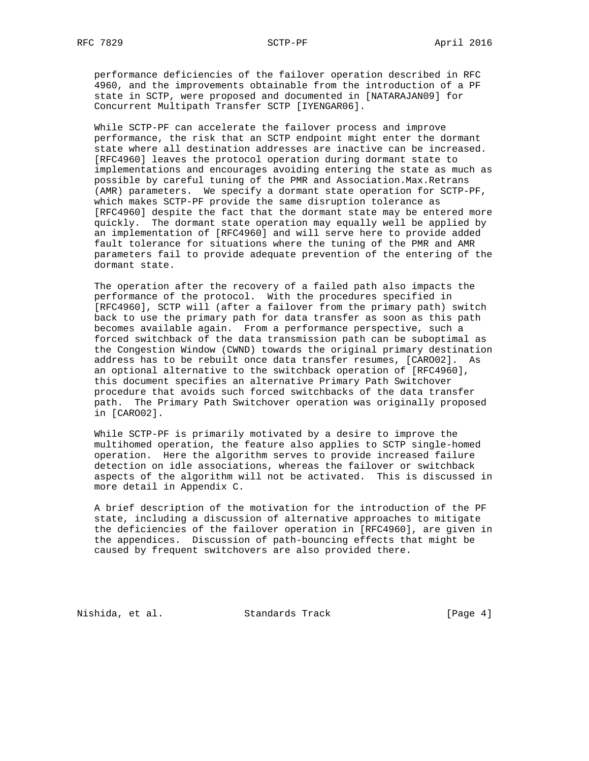performance deficiencies of the failover operation described in RFC 4960, and the improvements obtainable from the introduction of a PF state in SCTP, were proposed and documented in [NATARAJAN09] for Concurrent Multipath Transfer SCTP [IYENGAR06].

While SCTP-PF can accelerate the failover process and improve performance, the risk that an SCTP endpoint might enter the dormant state where all destination addresses are inactive can be increased. [RFC4960] leaves the protocol operation during dormant state to implementations and encourages avoiding entering the state as much as possible by careful tuning of the PMR and Association.Max.Retrans (AMR) parameters. We specify a dormant state operation for SCTP-PF, which makes SCTP-PF provide the same disruption tolerance as [RFC4960] despite the fact that the dormant state may be entered more quickly. The dormant state operation may equally well be applied by an implementation of [RFC4960] and will serve here to provide added fault tolerance for situations where the tuning of the PMR and AMR parameters fail to provide adequate prevention of the entering of the dormant state.

The operation after the recovery of a failed path also impacts the performance of the protocol. With the procedures specified in [RFC4960], SCTP will (after a failover from the primary path) switch back to use the primary path for data transfer as soon as this path becomes available again. From a performance perspective, such a forced switchback of the data transmission path can be suboptimal as the Congestion Window (CWND) towards the original primary destination address has to be rebuilt once data transfer resumes, [CARO02]. As an optional alternative to the switchback operation of [RFC4960], this document specifies an alternative Primary Path Switchover procedure that avoids such forced switchbacks of the data transfer path. The Primary Path Switchover operation was originally proposed in [CARO02].

While SCTP-PF is primarily motivated by a desire to improve the multihomed operation, the feature also applies to SCTP single-homed operation. Here the algorithm serves to provide increased failure detection on idle associations, whereas the failover or switchback aspects of the algorithm will not be activated. This is discussed in more detail in Appendix C.

A brief description of the motivation for the introduction of the PF state, including a discussion of alternative approaches to mitigate the deficiencies of the failover operation in [RFC4960], are given in the appendices. Discussion of path-bouncing effects that might be caused by frequent switchovers are also provided there.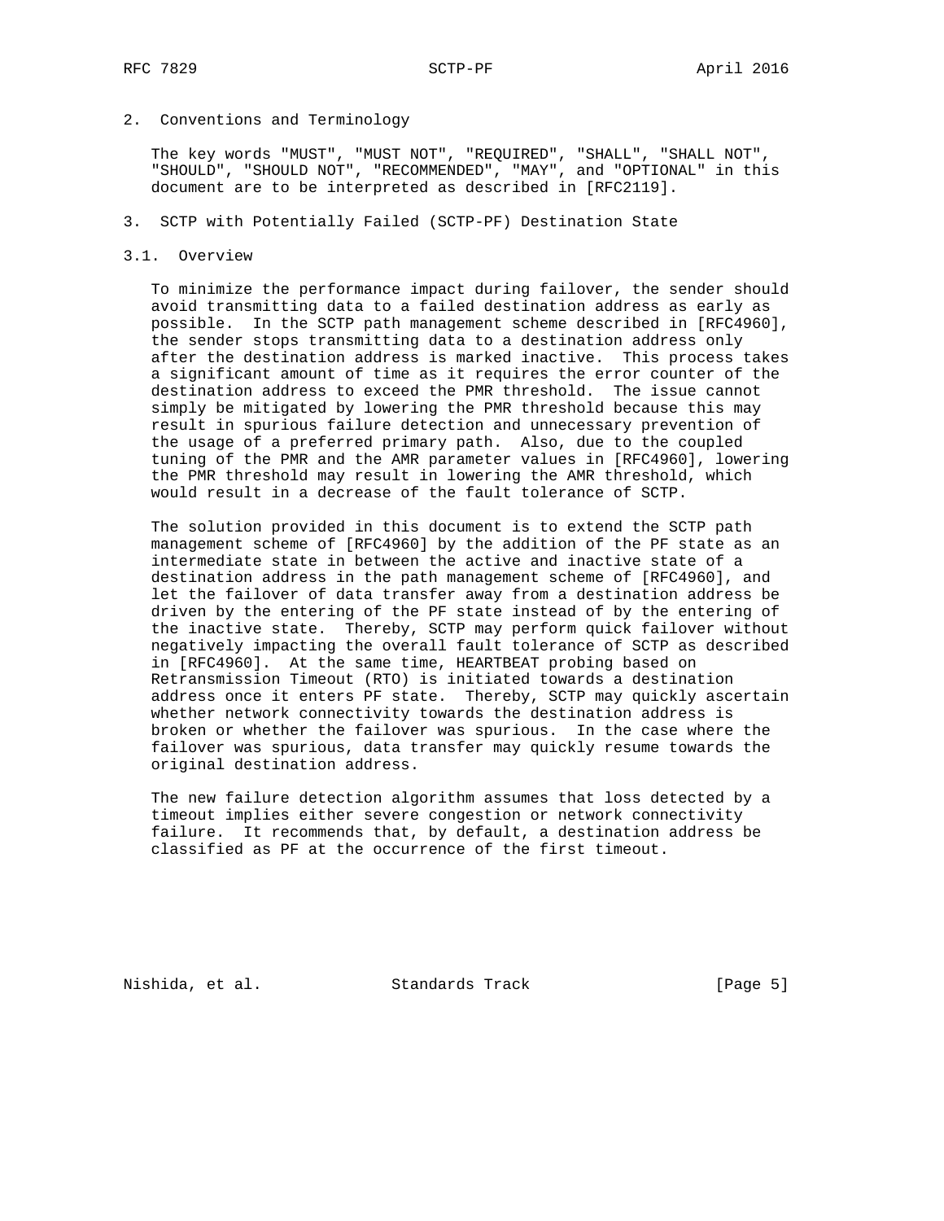## 2. Conventions and Terminology

The key words "MUST", "MUST NOT", "REQUIRED", "SHALL", "SHALL NOT", "SHOULD", "SHOULD NOT", "RECOMMENDED", "MAY", and "OPTIONAL" in this document are to be interpreted as described in [RFC2119].

## 3. SCTP with Potentially Failed (SCTP-PF) Destination State

### 3.1. Overview

To minimize the performance impact during failover, the sender should avoid transmitting data to a failed destination address as early as possible. In the SCTP path management scheme described in [RFC4960], the sender stops transmitting data to a destination address only after the destination address is marked inactive. This process takes a significant amount of time as it requires the error counter of the destination address to exceed the PMR threshold. The issue cannot simply be mitigated by lowering the PMR threshold because this may result in spurious failure detection and unnecessary prevention of the usage of a preferred primary path. Also, due to the coupled tuning of the PMR and the AMR parameter values in [RFC4960], lowering the PMR threshold may result in lowering the AMR threshold, which would result in a decrease of the fault tolerance of SCTP.

The solution provided in this document is to extend the SCTP path management scheme of [RFC4960] by the addition of the PF state as an intermediate state in between the active and inactive state of a destination address in the path management scheme of [RFC4960], and let the failover of data transfer away from a destination address be driven by the entering of the PF state instead of by the entering of the inactive state. Thereby, SCTP may perform quick failover without negatively impacting the overall fault tolerance of SCTP as described in [RFC4960]. At the same time, HEARTBEAT probing based on Retransmission Timeout (RTO) is initiated towards a destination address once it enters PF state. Thereby, SCTP may quickly ascertain whether network connectivity towards the destination address is broken or whether the failover was spurious. In the case where the failover was spurious, data transfer may quickly resume towards the original destination address.

The new failure detection algorithm assumes that loss detected by a timeout implies either severe congestion or network connectivity failure. It recommends that, by default, a destination address be classified as PF at the occurrence of the first timeout.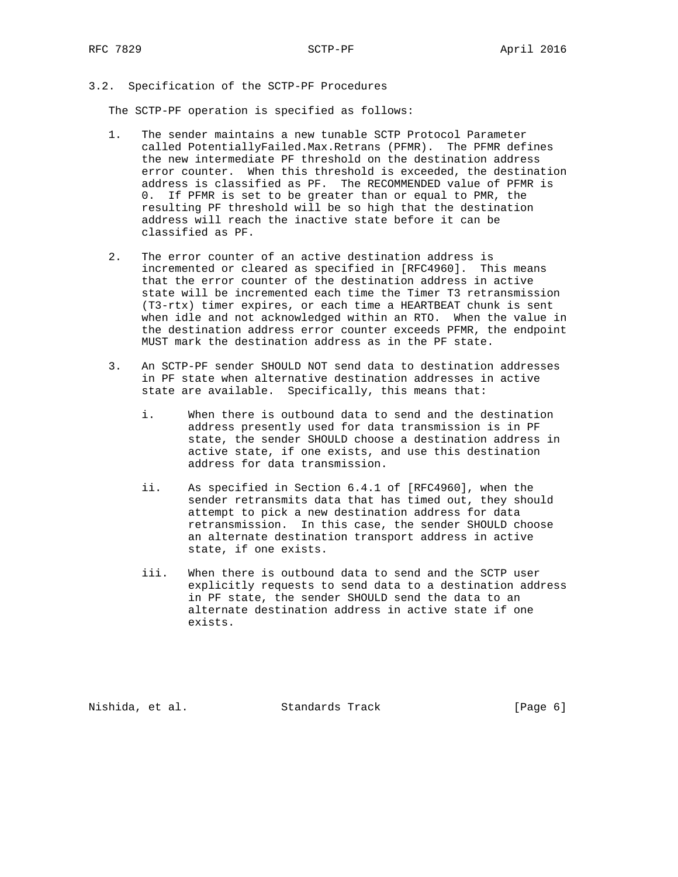### 3.2. Specification of the SCTP-PF Procedures

The SCTP-PF operation is specified as follows:

1. The sender maintains a new tunable SCTP Protocol Parameter called PotentiallyFailed.Max.Retrans (PFMR). The PFMR defines the new intermediate PF threshold on the destination address error counter. When this threshold is exceeded, the destination address is classified as PF. The RECOMMENDED value of PFMR is 0. If PFMR is set to be greater than or equal to PMR, the resulting PF threshold will be so high that the destination address will reach the inactive state before it can be classified as PF.

2. The error counter of an active destination address is incremented or cleared as specified in [RFC4960]. This means that the error counter of the destination address in active state will be incremented each time the Timer T3 retransmission (T3-rtx) timer expires, or each time a HEARTBEAT chunk is sent when idle and not acknowledged within an RTO. When the value in the destination address error counter exceeds PFMR, the endpoint MUST mark the destination address as in the PF state.

3. An SCTP-PF sender SHOULD NOT send data to destination addresses in PF state when alternative destination addresses in active state are available. Specifically, this means that:

   i. When there is outbound data to send and the destination address presently used for data transmission is in PF state, the sender SHOULD choose a destination address in active state, if one exists, and use this destination address for data transmission.

   ii. As specified in Section 6.4.1 of [RFC4960], when the sender retransmits data that has timed out, they should attempt to pick a new destination address for data retransmission. In this case, the sender SHOULD choose an alternate destination transport address in active state, if one exists.

   iii. When there is outbound data to send and the SCTP user explicitly requests to send data to a destination address in PF state, the sender SHOULD send the data to an alternate destination address in active state if one exists.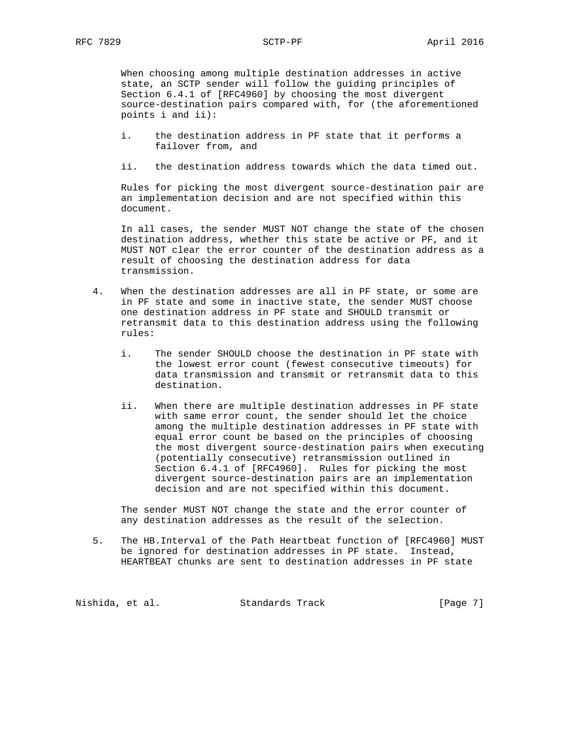When choosing among multiple destination addresses in active state, an SCTP sender will follow the guiding principles of Section 6.4.1 of [RFC4960] by choosing the most divergent source-destination pairs compared with, for (the aforementioned points i and ii):

i. the destination address in PF state that it performs a failover from, and

ii. the destination address towards which the data timed out.

Rules for picking the most divergent source-destination pair are an implementation decision and are not specified within this document.

In all cases, the sender MUST NOT change the state of the chosen destination address, whether this state be active or PF, and it MUST NOT clear the error counter of the destination address as a result of choosing the destination address for data transmission.

4. When the destination addresses are all in PF state, or some are in PF state and some in inactive state, the sender MUST choose one destination address in PF state and SHOULD transmit or retransmit data to this destination address using the following rules:

   i. The sender SHOULD choose the destination in PF state with the lowest error count (fewest consecutive timeouts) for data transmission and transmit or retransmit data to this destination.

   ii. When there are multiple destination addresses in PF state with same error count, the sender should let the choice among the multiple destination addresses in PF state with equal error count be based on the principles of choosing the most divergent source-destination pairs when executing (potentially consecutive) retransmission outlined in Section 6.4.1 of [RFC4960]. Rules for picking the most divergent source-destination pairs are an implementation decision and are not specified within this document.

   The sender MUST NOT change the state and the error counter of any destination addresses as the result of the selection.

5. The HB.Interval of the Path Heartbeat function of [RFC4960] MUST be ignored for destination addresses in PF state. Instead, HEARTBEAT chunks are sent to destination addresses in PF state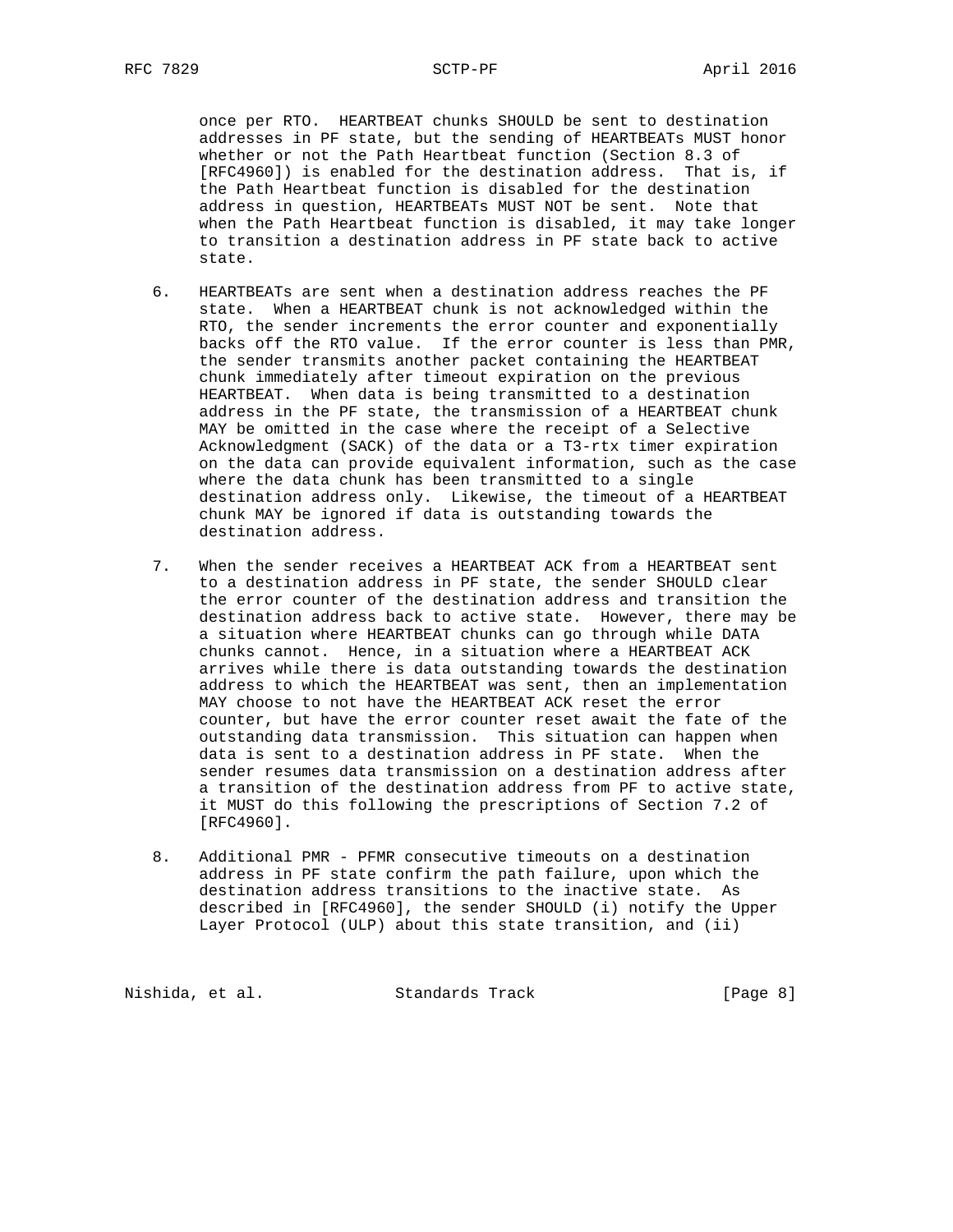once per RTO. HEARTBEAT chunks SHOULD be sent to destination addresses in PF state, but the sending of HEARTBEATs MUST honor whether or not the Path Heartbeat function (Section 8.3 of [RFC4960]) is enabled for the destination address. That is, if the Path Heartbeat function is disabled for the destination address in question, HEARTBEATs MUST NOT be sent. Note that when the Path Heartbeat function is disabled, it may take longer to transition a destination address in PF state back to active state.

6. HEARTBEATs are sent when a destination address reaches the PF state. When a HEARTBEAT chunk is not acknowledged within the RTO, the sender increments the error counter and exponentially backs off the RTO value. If the error counter is less than PMR, the sender transmits another packet containing the HEARTBEAT chunk immediately after timeout expiration on the previous HEARTBEAT. When data is being transmitted to a destination address in the PF state, the transmission of a HEARTBEAT chunk MAY be omitted in the case where the receipt of a Selective Acknowledgment (SACK) of the data or a T3-rtx timer expiration on the data can provide equivalent information, such as the case where the data chunk has been transmitted to a single destination address only. Likewise, the timeout of a HEARTBEAT chunk MAY be ignored if data is outstanding towards the destination address.

7. When the sender receives a HEARTBEAT ACK from a HEARTBEAT sent to a destination address in PF state, the sender SHOULD clear the error counter of the destination address and transition the destination address back to active state. However, there may be a situation where HEARTBEAT chunks can go through while DATA chunks cannot. Hence, in a situation where a HEARTBEAT ACK arrives while there is data outstanding towards the destination address to which the HEARTBEAT was sent, then an implementation MAY choose to not have the HEARTBEAT ACK reset the error counter, but have the error counter reset await the fate of the outstanding data transmission. This situation can happen when data is sent to a destination address in PF state. When the sender resumes data transmission on a destination address after a transition of the destination address from PF to active state, it MUST do this following the prescriptions of Section 7.2 of [RFC4960].

8. Additional PMR - PFMR consecutive timeouts on a destination address in PF state confirm the path failure, upon which the destination address transitions to the inactive state. As described in [RFC4960], the sender SHOULD (i) notify the Upper Layer Protocol (ULP) about this state transition, and (ii)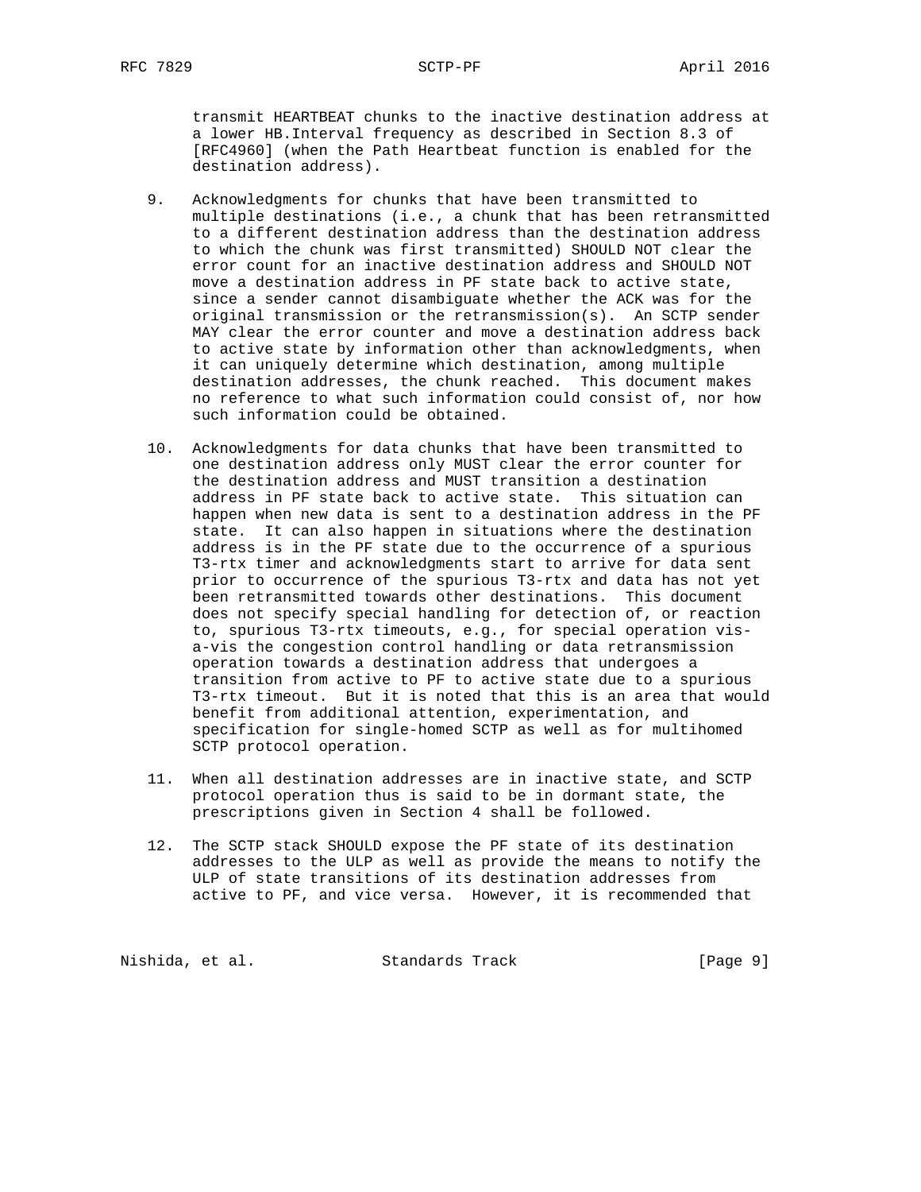transmit HEARTBEAT chunks to the inactive destination address at a lower HB.Interval frequency as described in Section 8.3 of [RFC4960] (when the Path Heartbeat function is enabled for the destination address).

9. Acknowledgments for chunks that have been transmitted to multiple destinations (i.e., a chunk that has been retransmitted to a different destination address than the destination address to which the chunk was first transmitted) SHOULD NOT clear the error count for an inactive destination address and SHOULD NOT move a destination address in PF state back to active state, since a sender cannot disambiguate whether the ACK was for the original transmission or the retransmission(s). An SCTP sender MAY clear the error counter and move a destination address back to active state by information other than acknowledgments, when it can uniquely determine which destination, among multiple destination addresses, the chunk reached. This document makes no reference to what such information could consist of, nor how such information could be obtained.

10. Acknowledgments for data chunks that have been transmitted to one destination address only MUST clear the error counter for the destination address and MUST transition a destination address in PF state back to active state. This situation can happen when new data is sent to a destination address in the PF state. It can also happen in situations where the destination address is in the PF state due to the occurrence of a spurious T3-rtx timer and acknowledgments start to arrive for data sent prior to occurrence of the spurious T3-rtx and data has not yet been retransmitted towards other destinations. This document does not specify special handling for detection of, or reaction to, spurious T3-rtx timeouts, e.g., for special operation vis-a-vis the congestion control handling or data retransmission operation towards a destination address that undergoes a transition from active to PF to active state due to a spurious T3-rtx timeout. But it is noted that this is an area that would benefit from additional attention, experimentation, and specification for single-homed SCTP as well as for multihomed SCTP protocol operation.

11. When all destination addresses are in inactive state, and SCTP protocol operation thus is said to be in dormant state, the prescriptions given in Section 4 shall be followed.

12. The SCTP stack SHOULD expose the PF state of its destination addresses to the ULP as well as provide the means to notify the ULP of state transitions of its destination addresses from active to PF, and vice versa. However, it is recommended that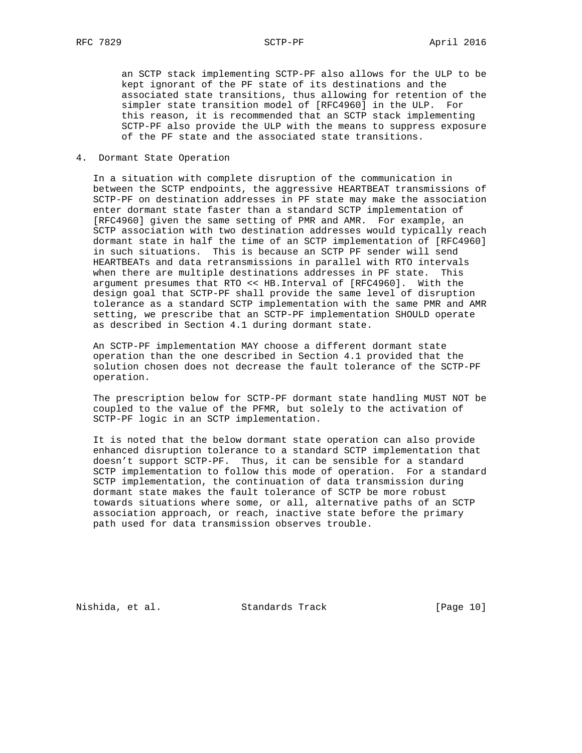an SCTP stack implementing SCTP-PF also allows for the ULP to be kept ignorant of the PF state of its destinations and the associated state transitions, thus allowing for retention of the simpler state transition model of [RFC4960] in the ULP. For this reason, it is recommended that an SCTP stack implementing SCTP-PF also provide the ULP with the means to suppress exposure of the PF state and the associated state transitions.

## 4. Dormant State Operation

In a situation with complete disruption of the communication in between the SCTP endpoints, the aggressive HEARTBEAT transmissions of SCTP-PF on destination addresses in PF state may make the association enter dormant state faster than a standard SCTP implementation of [RFC4960] given the same setting of PMR and AMR. For example, an SCTP association with two destination addresses would typically reach dormant state in half the time of an SCTP implementation of [RFC4960] in such situations. This is because an SCTP PF sender will send HEARTBEATs and data retransmissions in parallel with RTO intervals when there are multiple destinations addresses in PF state. This argument presumes that RTO << HB.Interval of [RFC4960]. With the design goal that SCTP-PF shall provide the same level of disruption tolerance as a standard SCTP implementation with the same PMR and AMR setting, we prescribe that an SCTP-PF implementation SHOULD operate as described in Section 4.1 during dormant state.

An SCTP-PF implementation MAY choose a different dormant state operation than the one described in Section 4.1 provided that the solution chosen does not decrease the fault tolerance of the SCTP-PF operation.

The prescription below for SCTP-PF dormant state handling MUST NOT be coupled to the value of the PFMR, but solely to the activation of SCTP-PF logic in an SCTP implementation.

It is noted that the below dormant state operation can also provide enhanced disruption tolerance to a standard SCTP implementation that doesn't support SCTP-PF. Thus, it can be sensible for a standard SCTP implementation to follow this mode of operation. For a standard SCTP implementation, the continuation of data transmission during dormant state makes the fault tolerance of SCTP be more robust towards situations where some, or all, alternative paths of an SCTP association approach, or reach, inactive state before the primary path used for data transmission observes trouble.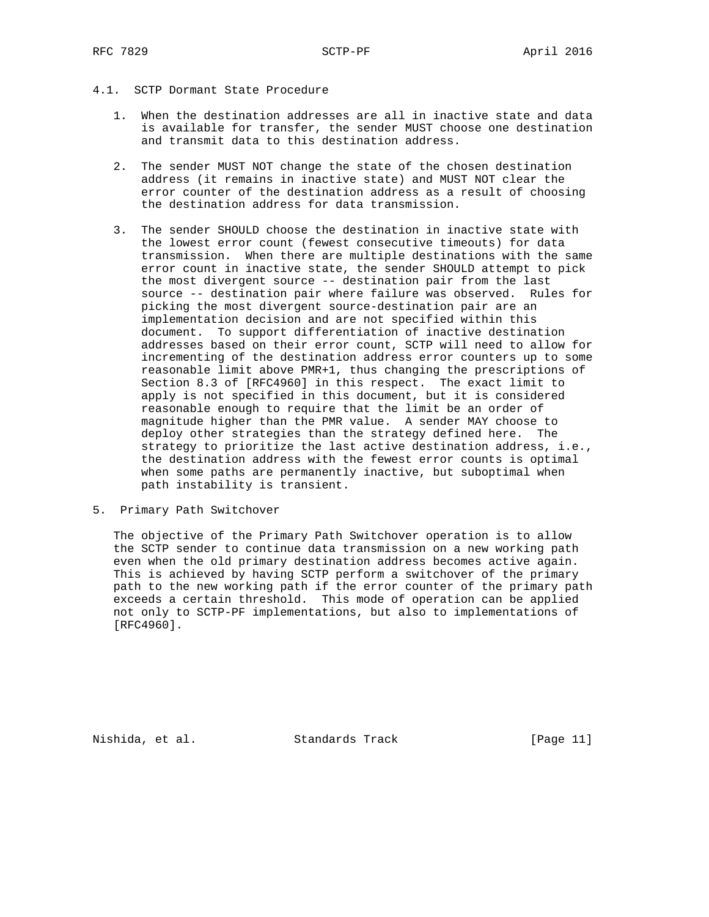### 4.1. SCTP Dormant State Procedure

1. When the destination addresses are all in inactive state and data is available for transfer, the sender MUST choose one destination and transmit data to this destination address.

2. The sender MUST NOT change the state of the chosen destination address (it remains in inactive state) and MUST NOT clear the error counter of the destination address as a result of choosing the destination address for data transmission.

3. The sender SHOULD choose the destination in inactive state with the lowest error count (fewest consecutive timeouts) for data transmission. When there are multiple destinations with the same error count in inactive state, the sender SHOULD attempt to pick the most divergent source -- destination pair from the last source -- destination pair where failure was observed. Rules for picking the most divergent source-destination pair are an implementation decision and are not specified within this document. To support differentiation of inactive destination addresses based on their error count, SCTP will need to allow for incrementing of the destination address error counters up to some reasonable limit above PMR+1, thus changing the prescriptions of Section 8.3 of [RFC4960] in this respect. The exact limit to apply is not specified in this document, but it is considered reasonable enough to require that the limit be an order of magnitude higher than the PMR value. A sender MAY choose to deploy other strategies than the strategy defined here. The strategy to prioritize the last active destination address, i.e., the destination address with the fewest error counts is optimal when some paths are permanently inactive, but suboptimal when path instability is transient.

## 5. Primary Path Switchover

The objective of the Primary Path Switchover operation is to allow the SCTP sender to continue data transmission on a new working path even when the old primary destination address becomes active again. This is achieved by having SCTP perform a switchover of the primary path to the new working path if the error counter of the primary path exceeds a certain threshold. This mode of operation can be applied not only to SCTP-PF implementations, but also to implementations of [RFC4960].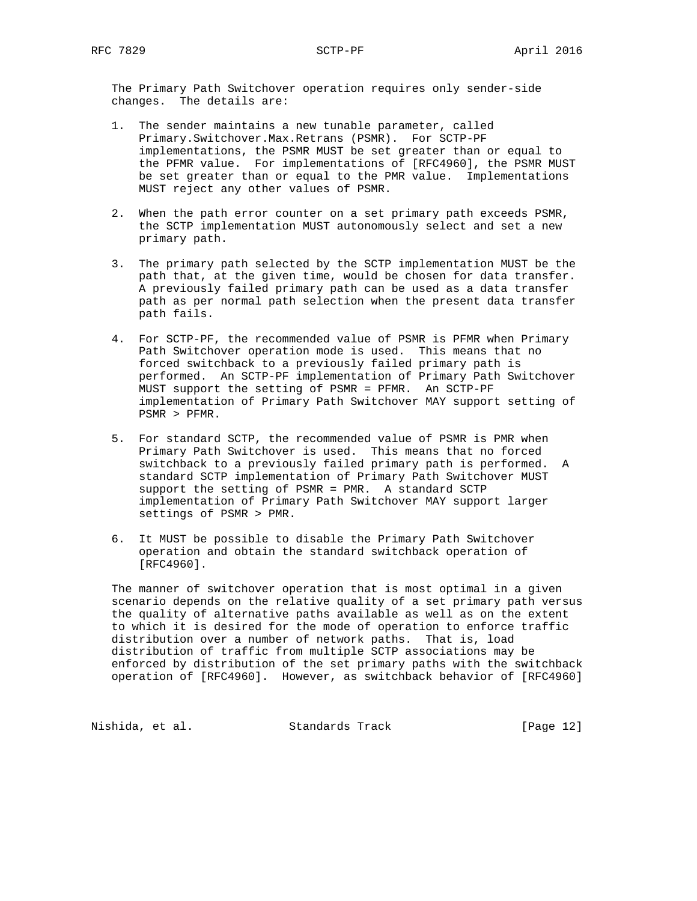The Primary Path Switchover operation requires only sender-side changes. The details are:

1. The sender maintains a new tunable parameter, called Primary.Switchover.Max.Retrans (PSMR). For SCTP-PF implementations, the PSMR MUST be set greater than or equal to the PFMR value. For implementations of [RFC4960], the PSMR MUST be set greater than or equal to the PMR value. Implementations MUST reject any other values of PSMR.

2. When the path error counter on a set primary path exceeds PSMR, the SCTP implementation MUST autonomously select and set a new primary path.

3. The primary path selected by the SCTP implementation MUST be the path that, at the given time, would be chosen for data transfer. A previously failed primary path can be used as a data transfer path as per normal path selection when the present data transfer path fails.

4. For SCTP-PF, the recommended value of PSMR is PFMR when Primary Path Switchover operation mode is used. This means that no forced switchback to a previously failed primary path is performed. An SCTP-PF implementation of Primary Path Switchover MUST support the setting of PSMR = PFMR. An SCTP-PF implementation of Primary Path Switchover MAY support setting of PSMR > PFMR.

5. For standard SCTP, the recommended value of PSMR is PMR when Primary Path Switchover is used. This means that no forced switchback to a previously failed primary path is performed. A standard SCTP implementation of Primary Path Switchover MUST support the setting of PSMR = PMR. A standard SCTP implementation of Primary Path Switchover MAY support larger settings of PSMR > PMR.

6. It MUST be possible to disable the Primary Path Switchover operation and obtain the standard switchback operation of [RFC4960].

The manner of switchover operation that is most optimal in a given scenario depends on the relative quality of a set primary path versus the quality of alternative paths available as well as on the extent to which it is desired for the mode of operation to enforce traffic distribution over a number of network paths. That is, load distribution of traffic from multiple SCTP associations may be enforced by distribution of the set primary paths with the switchback operation of [RFC4960]. However, as switchback behavior of [RFC4960]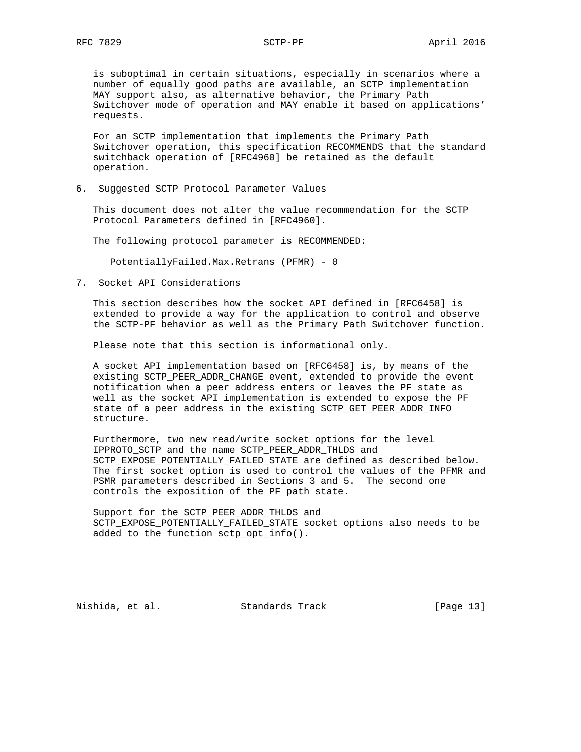is suboptimal in certain situations, especially in scenarios where a number of equally good paths are available, an SCTP implementation MAY support also, as alternative behavior, the Primary Path Switchover mode of operation and MAY enable it based on applications' requests.

For an SCTP implementation that implements the Primary Path Switchover operation, this specification RECOMMENDS that the standard switchback operation of [RFC4960] be retained as the default operation.

## 6. Suggested SCTP Protocol Parameter Values

This document does not alter the value recommendation for the SCTP Protocol Parameters defined in [RFC4960].

The following protocol parameter is RECOMMENDED:

PotentiallyFailed.Max.Retrans (PFMR) - 0

## 7. Socket API Considerations

This section describes how the socket API defined in [RFC6458] is extended to provide a way for the application to control and observe the SCTP-PF behavior as well as the Primary Path Switchover function.

Please note that this section is informational only.

A socket API implementation based on [RFC6458] is, by means of the existing SCTP_PEER_ADDR_CHANGE event, extended to provide the event notification when a peer address enters or leaves the PF state as well as the socket API implementation is extended to expose the PF state of a peer address in the existing SCTP_GET_PEER_ADDR_INFO structure.

Furthermore, two new read/write socket options for the level IPPROTO_SCTP and the name SCTP_PEER_ADDR_THLDS and SCTP_EXPOSE_POTENTIALLY_FAILED_STATE are defined as described below. The first socket option is used to control the values of the PFMR and PSMR parameters described in Sections 3 and 5. The second one controls the exposition of the PF path state.

Support for the SCTP_PEER_ADDR_THLDS and SCTP_EXPOSE_POTENTIALLY_FAILED_STATE socket options also needs to be added to the function sctp_opt_info().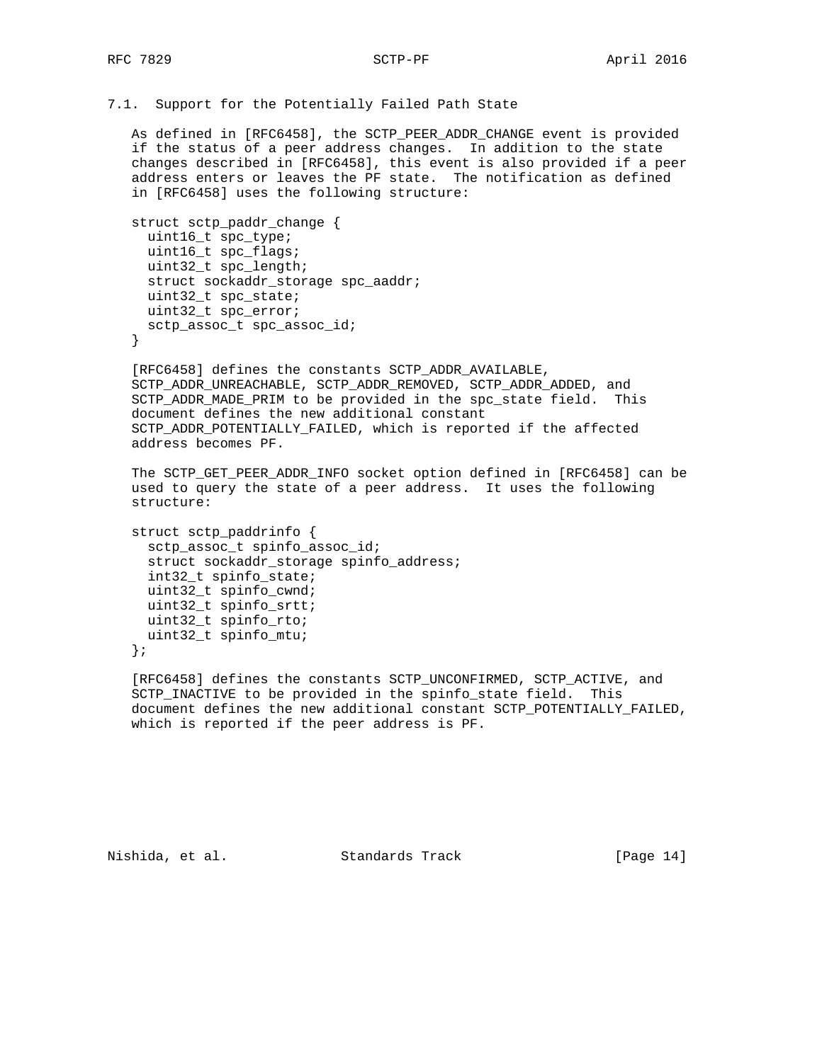### 7.1. Support for the Potentially Failed Path State

As defined in [RFC6458], the SCTP_PEER_ADDR_CHANGE event is provided if the status of a peer address changes. In addition to the state changes described in [RFC6458], this event is also provided if a peer address enters or leaves the PF state. The notification as defined in [RFC6458] uses the following structure:

```
struct sctp_paddr_change {
  uint16_t spc_type;
  uint16_t spc_flags;
  uint32_t spc_length;
  struct sockaddr_storage spc_aaddr;
  uint32_t spc_state;
  uint32_t spc_error;
  sctp_assoc_t spc_assoc_id;
}
```

[RFC6458] defines the constants SCTP_ADDR_AVAILABLE, SCTP_ADDR_UNREACHABLE, SCTP_ADDR_REMOVED, SCTP_ADDR_ADDED, and SCTP_ADDR_MADE_PRIM to be provided in the spc_state field. This document defines the new additional constant SCTP_ADDR_POTENTIALLY_FAILED, which is reported if the affected address becomes PF.

The SCTP_GET_PEER_ADDR_INFO socket option defined in [RFC6458] can be used to query the state of a peer address. It uses the following structure:

```
struct sctp_paddrinfo {
  sctp_assoc_t spinfo_assoc_id;
  struct sockaddr_storage spinfo_address;
  int32_t spinfo_state;
  uint32_t spinfo_cwnd;
  uint32_t spinfo_srtt;
  uint32_t spinfo_rto;
  uint32_t spinfo_mtu;
};
```

[RFC6458] defines the constants SCTP_UNCONFIRMED, SCTP_ACTIVE, and SCTP_INACTIVE to be provided in the spinfo_state field. This document defines the new additional constant SCTP_POTENTIALLY_FAILED, which is reported if the peer address is PF.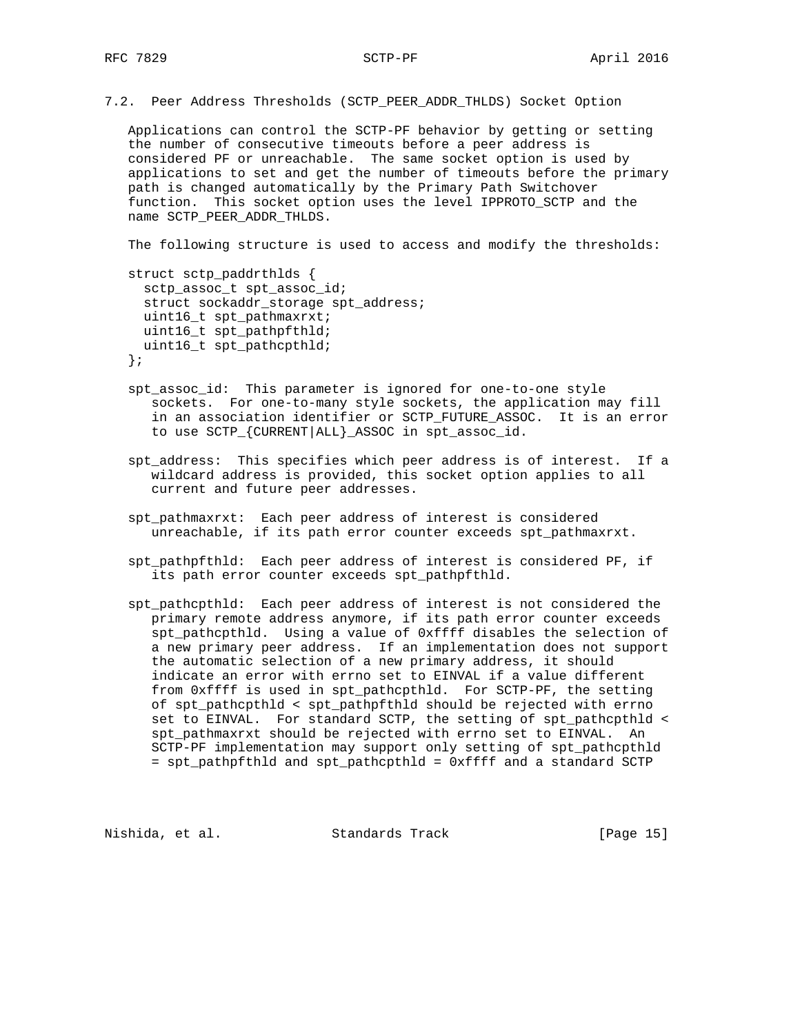### 7.2. Peer Address Thresholds (SCTP_PEER_ADDR_THLDS) Socket Option

Applications can control the SCTP-PF behavior by getting or setting the number of consecutive timeouts before a peer address is considered PF or unreachable. The same socket option is used by applications to set and get the number of timeouts before the primary path is changed automatically by the Primary Path Switchover function. This socket option uses the level IPPROTO_SCTP and the name SCTP_PEER_ADDR_THLDS.

The following structure is used to access and modify the thresholds:

```
struct sctp_paddrthlds {
  sctp_assoc_t spt_assoc_id;
  struct sockaddr_storage spt_address;
  uint16_t spt_pathmaxrxt;
  uint16_t spt_pathpfthld;
  uint16_t spt_pathcpthld;
};
```

spt_assoc_id: This parameter is ignored for one-to-one style sockets. For one-to-many style sockets, the application may fill in an association identifier or SCTP_FUTURE_ASSOC. It is an error to use SCTP_{CURRENT|ALL}_ASSOC in spt_assoc_id.

spt_address: This specifies which peer address is of interest. If a wildcard address is provided, this socket option applies to all current and future peer addresses.

spt_pathmaxrxt: Each peer address of interest is considered unreachable, if its path error counter exceeds spt_pathmaxrxt.

spt_pathpfthld: Each peer address of interest is considered PF, if its path error counter exceeds spt_pathpfthld.

spt_pathcpthld: Each peer address of interest is not considered the primary remote address anymore, if its path error counter exceeds spt_pathcpthld. Using a value of 0xffff disables the selection of a new primary peer address. If an implementation does not support the automatic selection of a new primary address, it should indicate an error with errno set to EINVAL if a value different from 0xffff is used in spt_pathcpthld. For SCTP-PF, the setting of spt_pathcpthld < spt_pathpfthld should be rejected with errno set to EINVAL. For standard SCTP, the setting of spt_pathcpthld < spt_pathmaxrxt should be rejected with errno set to EINVAL. An SCTP-PF implementation may support only setting of spt_pathcpthld = spt_pathpfthld and spt_pathcpthld = 0xffff and a standard SCTP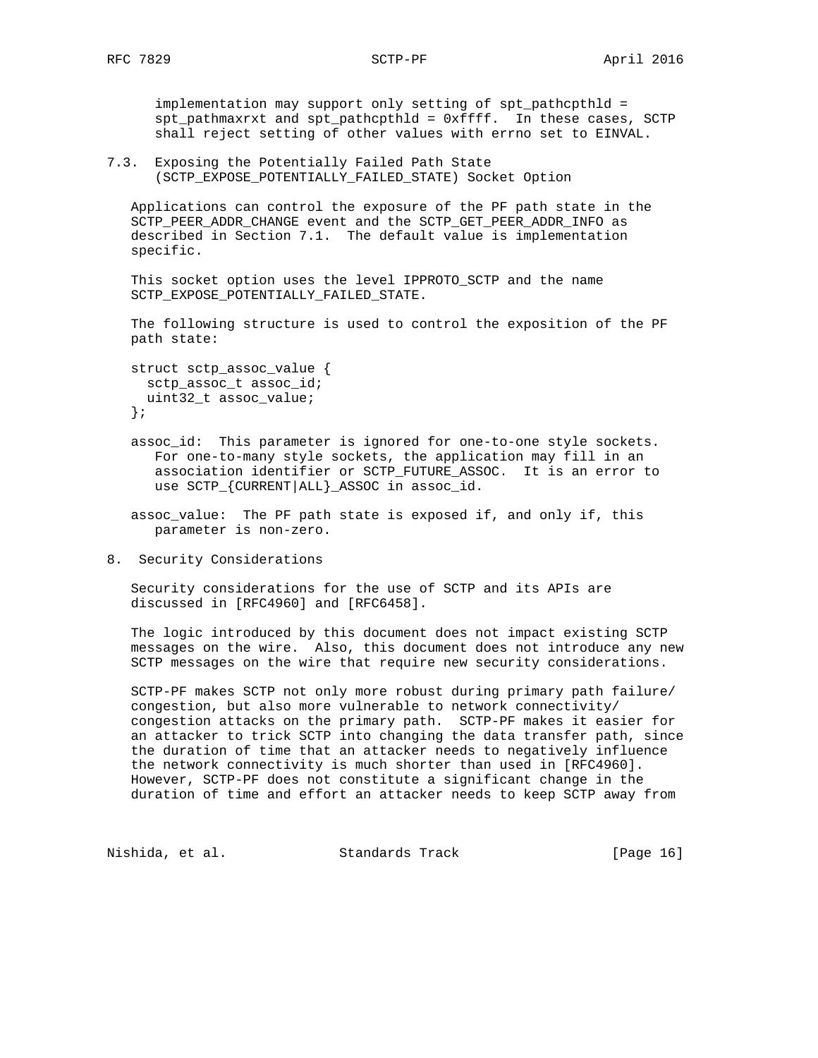implementation may support only setting of spt_pathcpthld = spt_pathmaxrxt and spt_pathcpthld = 0xffff.  In these cases, SCTP shall reject setting of other values with errno set to EINVAL.

### 7.3. Exposing the Potentially Failed Path State (SCTP_EXPOSE_POTENTIALLY_FAILED_STATE) Socket Option

Applications can control the exposure of the PF path state in the SCTP_PEER_ADDR_CHANGE event and the SCTP_GET_PEER_ADDR_INFO as described in Section 7.1.  The default value is implementation specific.

This socket option uses the level IPPROTO_SCTP and the name SCTP_EXPOSE_POTENTIALLY_FAILED_STATE.

The following structure is used to control the exposition of the PF path state:

```
struct sctp_assoc_value {
  sctp_assoc_t assoc_id;
  uint32_t assoc_value;
};
```

assoc_id:  This parameter is ignored for one-to-one style sockets. For one-to-many style sockets, the application may fill in an association identifier or SCTP_FUTURE_ASSOC.  It is an error to use SCTP_{CURRENT|ALL}_ASSOC in assoc_id.

assoc_value:  The PF path state is exposed if, and only if, this parameter is non-zero.

## 8. Security Considerations

Security considerations for the use of SCTP and its APIs are discussed in [RFC4960] and [RFC6458].

The logic introduced by this document does not impact existing SCTP messages on the wire.  Also, this document does not introduce any new SCTP messages on the wire that require new security considerations.

SCTP-PF makes SCTP not only more robust during primary path failure/ congestion, but also more vulnerable to network connectivity/ congestion attacks on the primary path.  SCTP-PF makes it easier for an attacker to trick SCTP into changing the data transfer path, since the duration of time that an attacker needs to negatively influence the network connectivity is much shorter than used in [RFC4960]. However, SCTP-PF does not constitute a significant change in the duration of time and effort an attacker needs to keep SCTP away from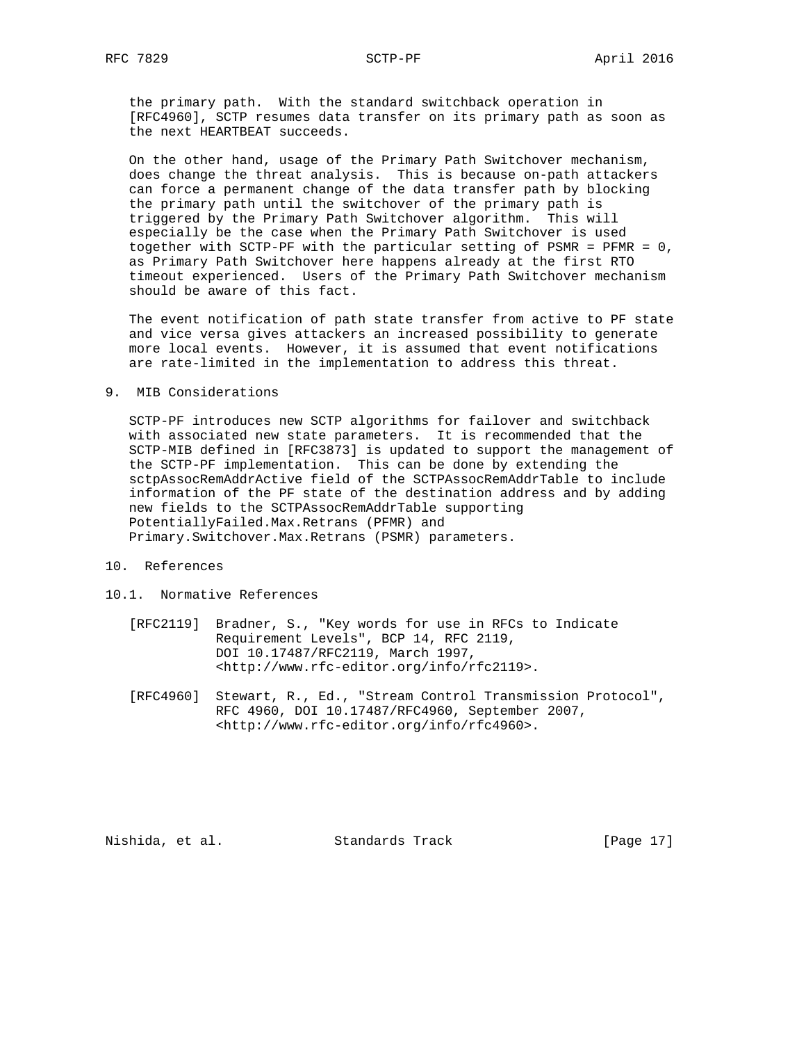the primary path. With the standard switchback operation in [RFC4960], SCTP resumes data transfer on its primary path as soon as the next HEARTBEAT succeeds.

On the other hand, usage of the Primary Path Switchover mechanism, does change the threat analysis. This is because on-path attackers can force a permanent change of the data transfer path by blocking the primary path until the switchover of the primary path is triggered by the Primary Path Switchover algorithm. This will especially be the case when the Primary Path Switchover is used together with SCTP-PF with the particular setting of PSMR = PFMR = 0, as Primary Path Switchover here happens already at the first RTO timeout experienced. Users of the Primary Path Switchover mechanism should be aware of this fact.

The event notification of path state transfer from active to PF state and vice versa gives attackers an increased possibility to generate more local events. However, it is assumed that event notifications are rate-limited in the implementation to address this threat.

## 9. MIB Considerations

SCTP-PF introduces new SCTP algorithms for failover and switchback with associated new state parameters. It is recommended that the SCTP-MIB defined in [RFC3873] is updated to support the management of the SCTP-PF implementation. This can be done by extending the sctpAssocRemAddrActive field of the SCTPAssocRemAddrTable to include information of the PF state of the destination address and by adding new fields to the SCTPAssocRemAddrTable supporting PotentiallyFailed.Max.Retrans (PFMR) and Primary.Switchover.Max.Retrans (PSMR) parameters.

## 10. References

### 10.1. Normative References

[RFC2119] Bradner, S., "Key words for use in RFCs to Indicate Requirement Levels", BCP 14, RFC 2119, DOI 10.17487/RFC2119, March 1997, <http://www.rfc-editor.org/info/rfc2119>.

[RFC4960] Stewart, R., Ed., "Stream Control Transmission Protocol", RFC 4960, DOI 10.17487/RFC4960, September 2007, <http://www.rfc-editor.org/info/rfc4960>.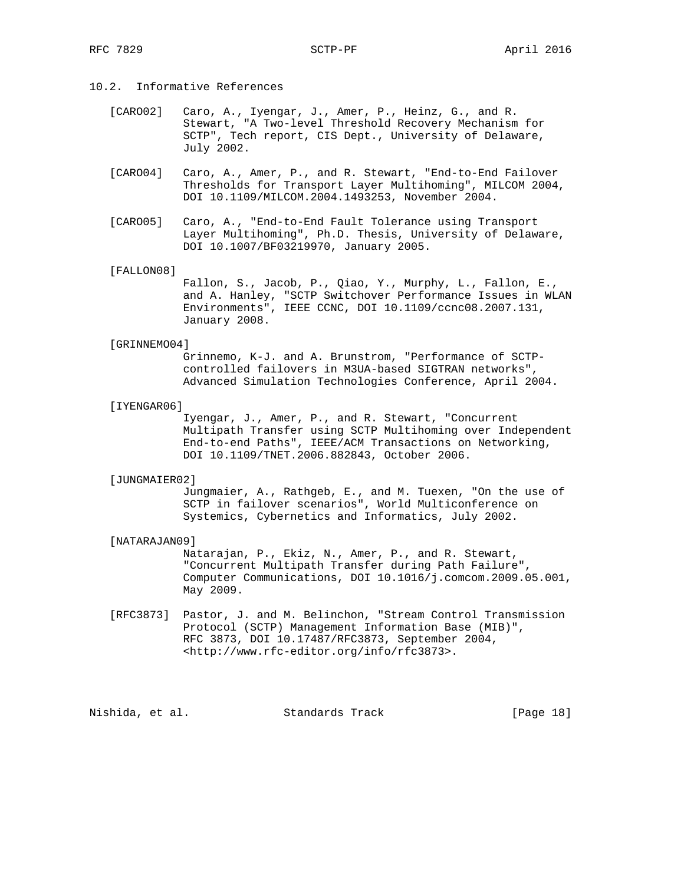## 10.2. Informative References

[CARO02] Caro, A., Iyengar, J., Amer, P., Heinz, G., and R. Stewart, "A Two-level Threshold Recovery Mechanism for SCTP", Tech report, CIS Dept., University of Delaware, July 2002.

[CARO04] Caro, A., Amer, P., and R. Stewart, "End-to-End Failover Thresholds for Transport Layer Multihoming", MILCOM 2004, DOI 10.1109/MILCOM.2004.1493253, November 2004.

[CARO05] Caro, A., "End-to-End Fault Tolerance using Transport Layer Multihoming", Ph.D. Thesis, University of Delaware, DOI 10.1007/BF03219970, January 2005.

[FALLON08] Fallon, S., Jacob, P., Qiao, Y., Murphy, L., Fallon, E., and A. Hanley, "SCTP Switchover Performance Issues in WLAN Environments", IEEE CCNC, DOI 10.1109/ccnc08.2007.131, January 2008.

[GRINNEMO04] Grinnemo, K-J. and A. Brunstrom, "Performance of SCTP-controlled failovers in M3UA-based SIGTRAN networks", Advanced Simulation Technologies Conference, April 2004.

[IYENGAR06] Iyengar, J., Amer, P., and R. Stewart, "Concurrent Multipath Transfer using SCTP Multihoming over Independent End-to-end Paths", IEEE/ACM Transactions on Networking, DOI 10.1109/TNET.2006.882843, October 2006.

[JUNGMAIER02] Jungmaier, A., Rathgeb, E., and M. Tuexen, "On the use of SCTP in failover scenarios", World Multiconference on Systemics, Cybernetics and Informatics, July 2002.

[NATARAJAN09] Natarajan, P., Ekiz, N., Amer, P., and R. Stewart, "Concurrent Multipath Transfer during Path Failure", Computer Communications, DOI 10.1016/j.comcom.2009.05.001, May 2009.

[RFC3873] Pastor, J. and M. Belinchon, "Stream Control Transmission Protocol (SCTP) Management Information Base (MIB)", RFC 3873, DOI 10.17487/RFC3873, September 2004, <http://www.rfc-editor.org/info/rfc3873>.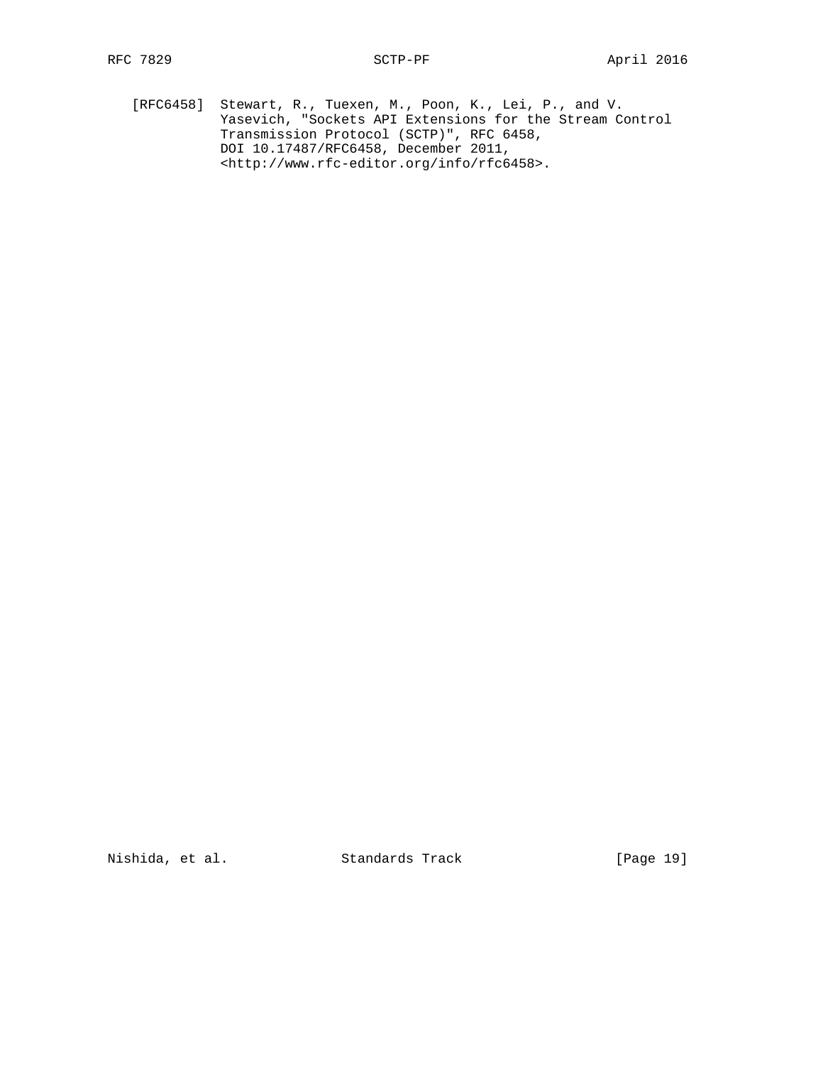[RFC6458] Stewart, R., Tuexen, M., Poon, K., Lei, P., and V. Yasevich, "Sockets API Extensions for the Stream Control Transmission Protocol (SCTP)", RFC 6458, DOI 10.17487/RFC6458, December 2011, <http://www.rfc-editor.org/info/rfc6458>.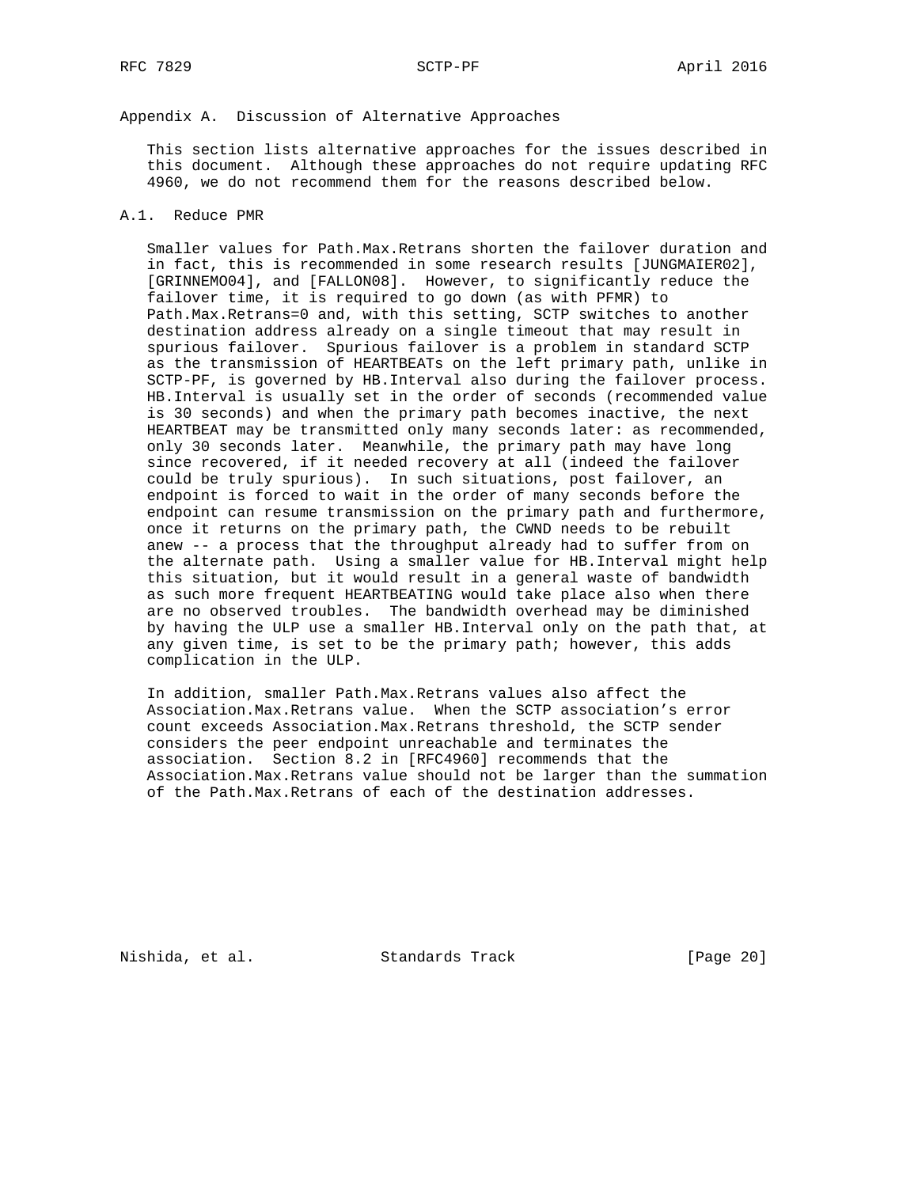## Appendix A. Discussion of Alternative Approaches

This section lists alternative approaches for the issues described in this document. Although these approaches do not require updating RFC 4960, we do not recommend them for the reasons described below.

### A.1. Reduce PMR

Smaller values for Path.Max.Retrans shorten the failover duration and in fact, this is recommended in some research results [JUNGMAIER02], [GRINNEMO04], and [FALLON08]. However, to significantly reduce the failover time, it is required to go down (as with PFMR) to Path.Max.Retrans=0 and, with this setting, SCTP switches to another destination address already on a single timeout that may result in spurious failover. Spurious failover is a problem in standard SCTP as the transmission of HEARTBEATs on the left primary path, unlike in SCTP-PF, is governed by HB.Interval also during the failover process. HB.Interval is usually set in the order of seconds (recommended value is 30 seconds) and when the primary path becomes inactive, the next HEARTBEAT may be transmitted only many seconds later: as recommended, only 30 seconds later. Meanwhile, the primary path may have long since recovered, if it needed recovery at all (indeed the failover could be truly spurious). In such situations, post failover, an endpoint is forced to wait in the order of many seconds before the endpoint can resume transmission on the primary path and furthermore, once it returns on the primary path, the CWND needs to be rebuilt anew -- a process that the throughput already had to suffer from on the alternate path. Using a smaller value for HB.Interval might help this situation, but it would result in a general waste of bandwidth as such more frequent HEARTBEATING would take place also when there are no observed troubles. The bandwidth overhead may be diminished by having the ULP use a smaller HB.Interval only on the path that, at any given time, is set to be the primary path; however, this adds complication in the ULP.

In addition, smaller Path.Max.Retrans values also affect the Association.Max.Retrans value. When the SCTP association's error count exceeds Association.Max.Retrans threshold, the SCTP sender considers the peer endpoint unreachable and terminates the association. Section 8.2 in [RFC4960] recommends that the Association.Max.Retrans value should not be larger than the summation of the Path.Max.Retrans of each of the destination addresses.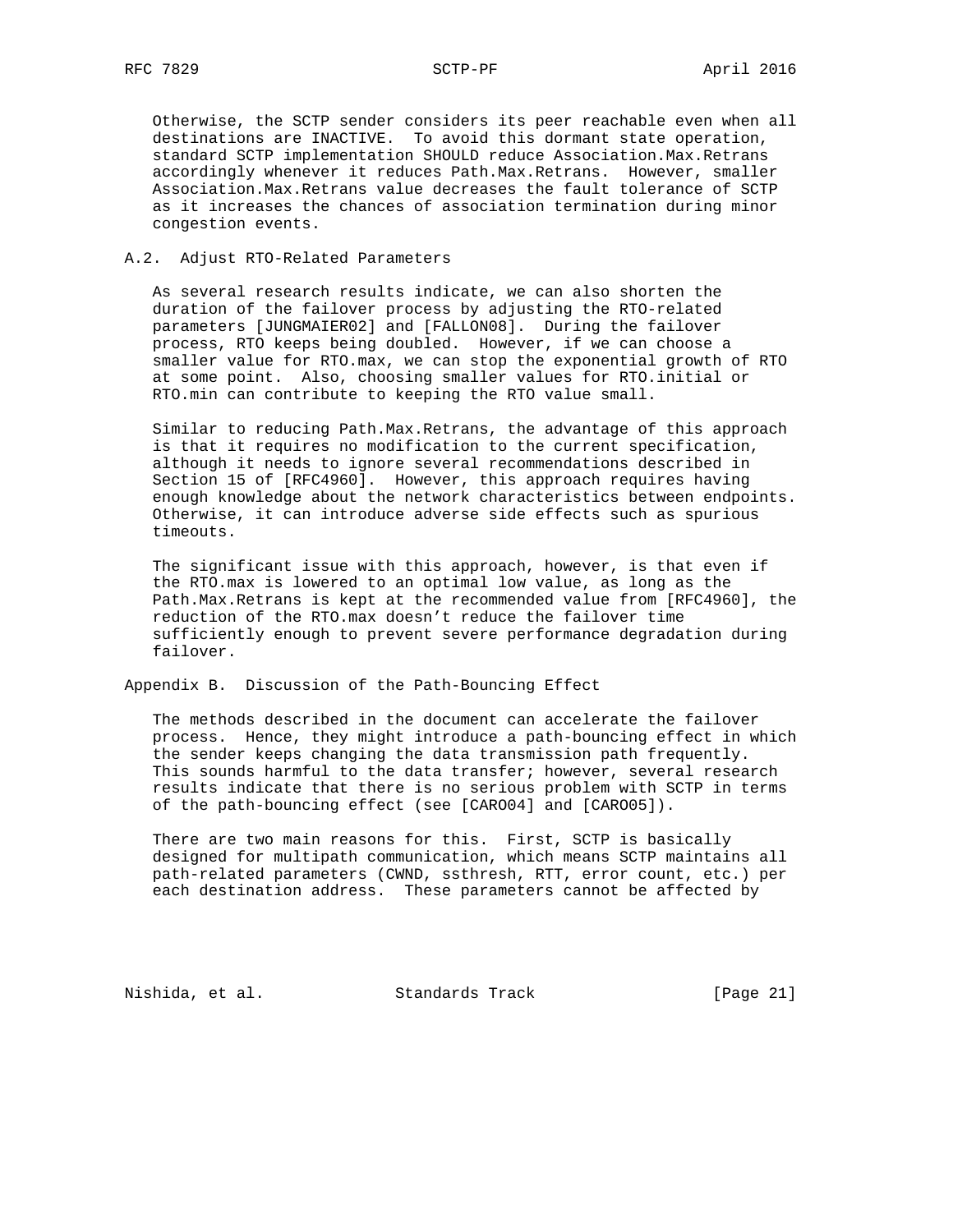Otherwise, the SCTP sender considers its peer reachable even when all destinations are INACTIVE. To avoid this dormant state operation, standard SCTP implementation SHOULD reduce Association.Max.Retrans accordingly whenever it reduces Path.Max.Retrans. However, smaller Association.Max.Retrans value decreases the fault tolerance of SCTP as it increases the chances of association termination during minor congestion events.

### A.2. Adjust RTO-Related Parameters

As several research results indicate, we can also shorten the duration of the failover process by adjusting the RTO-related parameters [JUNGMAIER02] and [FALLON08]. During the failover process, RTO keeps being doubled. However, if we can choose a smaller value for RTO.max, we can stop the exponential growth of RTO at some point. Also, choosing smaller values for RTO.initial or RTO.min can contribute to keeping the RTO value small.

Similar to reducing Path.Max.Retrans, the advantage of this approach is that it requires no modification to the current specification, although it needs to ignore several recommendations described in Section 15 of [RFC4960]. However, this approach requires having enough knowledge about the network characteristics between endpoints. Otherwise, it can introduce adverse side effects such as spurious timeouts.

The significant issue with this approach, however, is that even if the RTO.max is lowered to an optimal low value, as long as the Path.Max.Retrans is kept at the recommended value from [RFC4960], the reduction of the RTO.max doesn't reduce the failover time sufficiently enough to prevent severe performance degradation during failover.

## Appendix B. Discussion of the Path-Bouncing Effect

The methods described in the document can accelerate the failover process. Hence, they might introduce a path-bouncing effect in which the sender keeps changing the data transmission path frequently. This sounds harmful to the data transfer; however, several research results indicate that there is no serious problem with SCTP in terms of the path-bouncing effect (see [CARO04] and [CARO05]).

There are two main reasons for this. First, SCTP is basically designed for multipath communication, which means SCTP maintains all path-related parameters (CWND, ssthresh, RTT, error count, etc.) per each destination address. These parameters cannot be affected by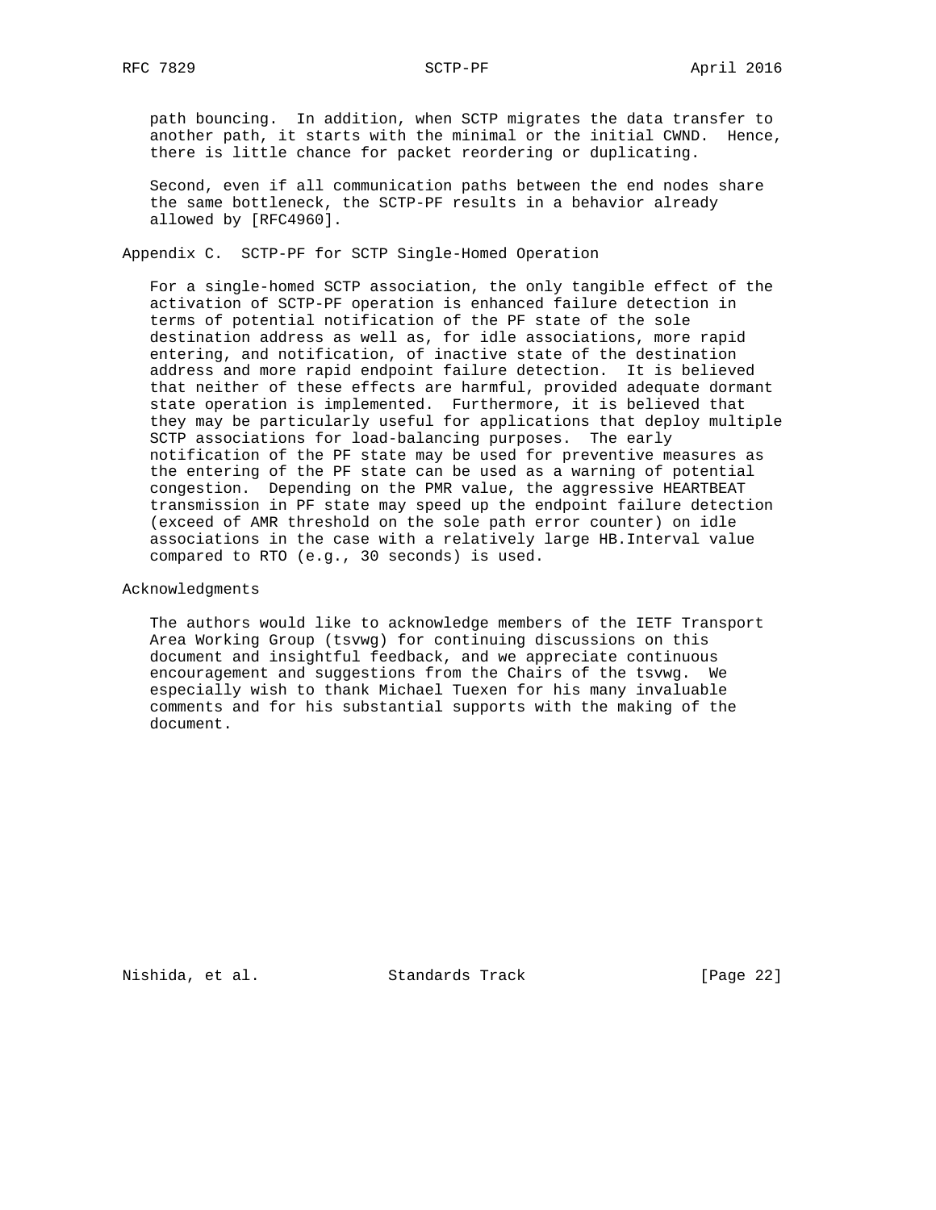path bouncing. In addition, when SCTP migrates the data transfer to another path, it starts with the minimal or the initial CWND. Hence, there is little chance for packet reordering or duplicating.

Second, even if all communication paths between the end nodes share the same bottleneck, the SCTP-PF results in a behavior already allowed by [RFC4960].

## Appendix C. SCTP-PF for SCTP Single-Homed Operation

For a single-homed SCTP association, the only tangible effect of the activation of SCTP-PF operation is enhanced failure detection in terms of potential notification of the PF state of the sole destination address as well as, for idle associations, more rapid entering, and notification, of inactive state of the destination address and more rapid endpoint failure detection. It is believed that neither of these effects are harmful, provided adequate dormant state operation is implemented. Furthermore, it is believed that they may be particularly useful for applications that deploy multiple SCTP associations for load-balancing purposes. The early notification of the PF state may be used for preventive measures as the entering of the PF state can be used as a warning of potential congestion. Depending on the PMR value, the aggressive HEARTBEAT transmission in PF state may speed up the endpoint failure detection (exceed of AMR threshold on the sole path error counter) on idle associations in the case with a relatively large HB.Interval value compared to RTO (e.g., 30 seconds) is used.

## Acknowledgments

The authors would like to acknowledge members of the IETF Transport Area Working Group (tsvwg) for continuing discussions on this document and insightful feedback, and we appreciate continuous encouragement and suggestions from the Chairs of the tsvwg. We especially wish to thank Michael Tuexen for his many invaluable comments and for his substantial supports with the making of the document.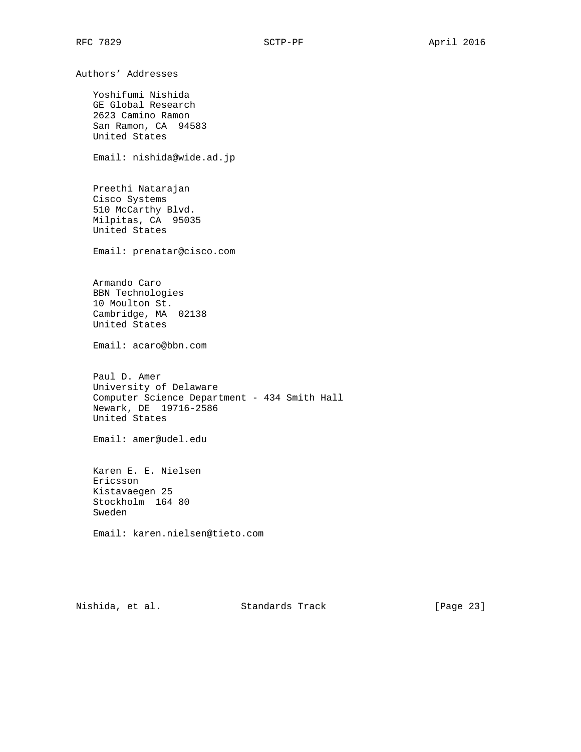# Authors' Addresses

Yoshifumi Nishida
GE Global Research
2623 Camino Ramon
San Ramon, CA  94583
United States

Email: nishida@wide.ad.jp

Preethi Natarajan
Cisco Systems
510 McCarthy Blvd.
Milpitas, CA  95035
United States

Email: prenatar@cisco.com

Armando Caro
BBN Technologies
10 Moulton St.
Cambridge, MA  02138
United States

Email: acaro@bbn.com

Paul D. Amer
University of Delaware
Computer Science Department - 434 Smith Hall
Newark, DE  19716-2586
United States

Email: amer@udel.edu

Karen E. E. Nielsen
Ericsson
Kistavaegen 25
Stockholm  164 80
Sweden

Email: karen.nielsen@tieto.com